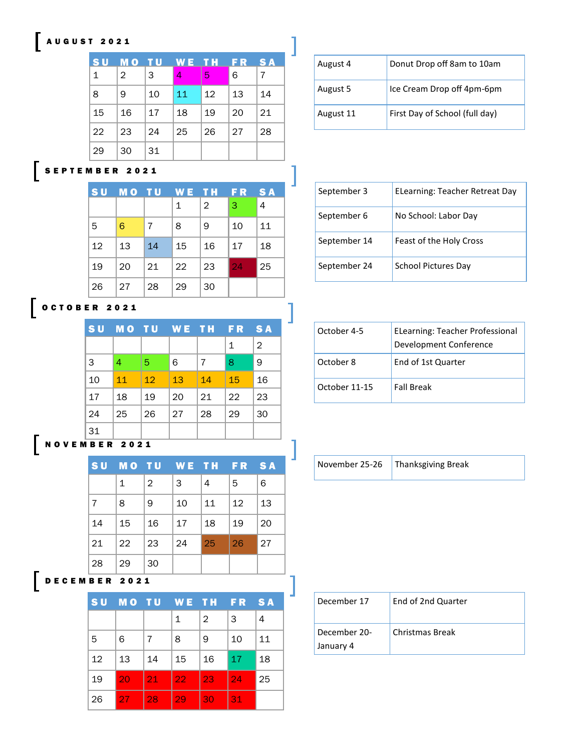## AUGUST 2021

| SU | MO | TU | WE | TH | FR | SA |
|---|---|---|---|---|---|---|
| 1 | 2 | 3 | 4 | 5 | 6 | 7 |
| 8 | 9 | 10 | 11 | 12 | 13 | 14 |
| 15 | 16 | 17 | 18 | 19 | 20 | 21 |
| 22 | 23 | 24 | 25 | 26 | 27 | 28 |
| 29 | 30 | 31 | | | | |

| | |
|---|---|
| August 4 | Donut Drop off 8am to 10am |
| August 5 | Ice Cream Drop off 4pm-6pm |
| August 11 | First Day of School (full day) |

## SEPTEMBER 2021

| SU | MO | TU | WE | TH | FR | SA |
|---|---|---|---|---|---|---|
| | | | 1 | 2 | 3 | 4 |
| 5 | 6 | 7 | 8 | 9 | 10 | 11 |
| 12 | 13 | 14 | 15 | 16 | 17 | 18 |
| 19 | 20 | 21 | 22 | 23 | 24 | 25 |
| 26 | 27 | 28 | 29 | 30 | | |

| | |
|---|---|
| September 3 | ELearning: Teacher Retreat Day |
| September 6 | No School: Labor Day |
| September 14 | Feast of the Holy Cross |
| September 24 | School Pictures Day |

## OCTOBER 2021

| SU | MO | TU | WE | TH | FR | SA |
|---|---|---|---|---|---|---|
| | | | | | 1 | 2 |
| 3 | 4 | 5 | 6 | 7 | 8 | 9 |
| 10 | 11 | 12 | 13 | 14 | 15 | 16 |
| 17 | 18 | 19 | 20 | 21 | 22 | 23 |
| 24 | 25 | 26 | 27 | 28 | 29 | 30 |
| 31 | | | | | | |

| | |
|---|---|
| October 4-5 | ELearning: Teacher Professional Development Conference |
| October 8 | End of 1st Quarter |
| October 11-15 | Fall Break |

## NOVEMBER 2021

| SU | MO | TU | WE | TH | FR | SA |
|---|---|---|---|---|---|---|
| | 1 | 2 | 3 | 4 | 5 | 6 |
| 7 | 8 | 9 | 10 | 11 | 12 | 13 |
| 14 | 15 | 16 | 17 | 18 | 19 | 20 |
| 21 | 22 | 23 | 24 | 25 | 26 | 27 |
| 28 | 29 | 30 | | | | |

| | |
|---|---|
| November 25-26 | Thanksgiving Break |

## DECEMBER 2021

| SU | MO | TU | WE | TH | FR | SA |
|---|---|---|---|---|---|---|
| | | | 1 | 2 | 3 | 4 |
| 5 | 6 | 7 | 8 | 9 | 10 | 11 |
| 12 | 13 | 14 | 15 | 16 | 17 | 18 |
| 19 | 20 | 21 | 22 | 23 | 24 | 25 |
| 26 | 27 | 28 | 29 | 30 | 31 | |

| | |
|---|---|
| December 17 | End of 2nd Quarter |
| December 20-January 4 | Christmas Break |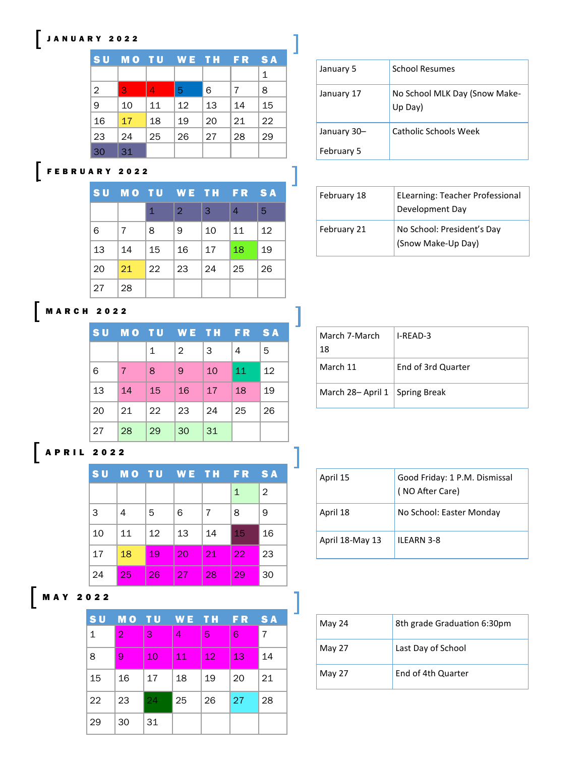## JANUARY 2022

| SU | MO | TU | WE | TH | FR | SA |
| --- | --- | --- | --- | --- | --- | --- |
| | | | | | | 1 |
| 2 | 3 | 4 | 5 | 6 | 7 | 8 |
| 9 | 10 | 11 | 12 | 13 | 14 | 15 |
| 16 | 17 | 18 | 19 | 20 | 21 | 22 |
| 23 | 24 | 25 | 26 | 27 | 28 | 29 |
| 30 | 31 | | | | | |

| | |
| --- | --- |
| January 5 | School Resumes |
| January 17 | No School MLK Day (Snow Make-Up Day) |
| January 30– February 5 | Catholic Schools Week |

## FEBRUARY 2022

| SU | MO | TU | WE | TH | FR | SA |
| --- | --- | --- | --- | --- | --- | --- |
| | | 1 | 2 | 3 | 4 | 5 |
| 6 | 7 | 8 | 9 | 10 | 11 | 12 |
| 13 | 14 | 15 | 16 | 17 | 18 | 19 |
| 20 | 21 | 22 | 23 | 24 | 25 | 26 |
| 27 | 28 | | | | | |

| | |
| --- | --- |
| February 18 | ELearning: Teacher Professional Development Day |
| February 21 | No School: President's Day (Snow Make-Up Day) |

## MARCH 2022

| SU | MO | TU | WE | TH | FR | SA |
| --- | --- | --- | --- | --- | --- | --- |
| | | 1 | 2 | 3 | 4 | 5 |
| 6 | 7 | 8 | 9 | 10 | 11 | 12 |
| 13 | 14 | 15 | 16 | 17 | 18 | 19 |
| 20 | 21 | 22 | 23 | 24 | 25 | 26 |
| 27 | 28 | 29 | 30 | 31 | | |

| | |
| --- | --- |
| March 7-March 18 | I-READ-3 |
| March 11 | End of 3rd Quarter |
| March 28– April 1 | Spring Break |

## APRIL 2022

| SU | MO | TU | WE | TH | FR | SA |
| --- | --- | --- | --- | --- | --- | --- |
| | | | | | 1 | 2 |
| 3 | 4 | 5 | 6 | 7 | 8 | 9 |
| 10 | 11 | 12 | 13 | 14 | 15 | 16 |
| 17 | 18 | 19 | 20 | 21 | 22 | 23 |
| 24 | 25 | 26 | 27 | 28 | 29 | 30 |

| | |
| --- | --- |
| April 15 | Good Friday: 1 P.M. Dismissal ( NO After Care) |
| April 18 | No School: Easter Monday |
| April 18-May 13 | ILEARN 3-8 |

## MAY 2022

| SU | MO | TU | WE | TH | FR | SA |
| --- | --- | --- | --- | --- | --- | --- |
| 1 | 2 | 3 | 4 | 5 | 6 | 7 |
| 8 | 9 | 10 | 11 | 12 | 13 | 14 |
| 15 | 16 | 17 | 18 | 19 | 20 | 21 |
| 22 | 23 | 24 | 25 | 26 | 27 | 28 |
| 29 | 30 | 31 | | | | |

| | |
| --- | --- |
| May 24 | 8th grade Graduation 6:30pm |
| May 27 | Last Day of School |
| May 27 | End of 4th Quarter |